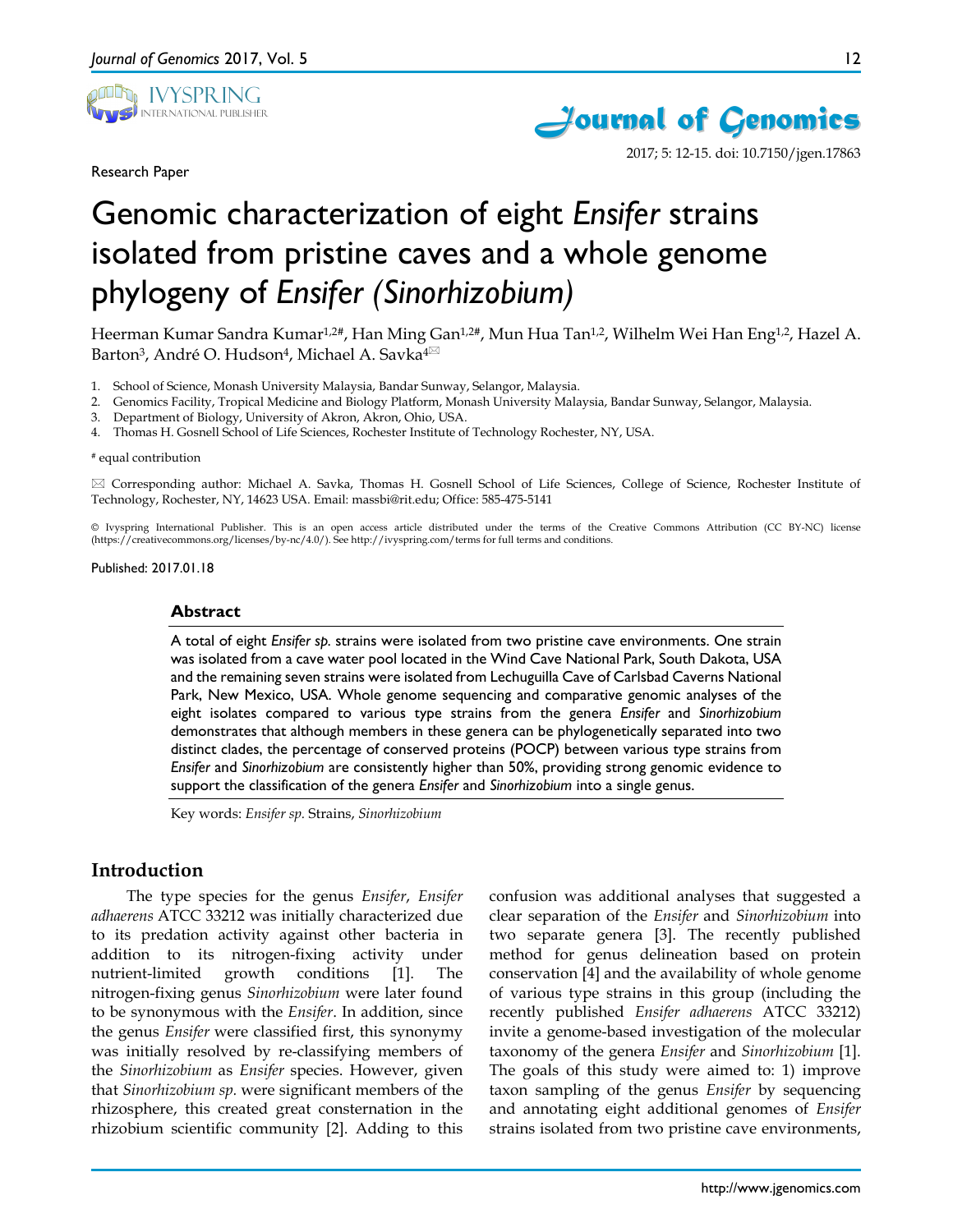Research Paper

# Genomic characterization of eight *Ensifer* strains isolated from pristine caves and a whole genome phylogeny of *Ensifer (Sinorhizobium)*

Heerman Kumar Sandra Kumar[1,2#], Han Ming Gan[1,2#], Mun Hua Tan[1,2], Wilhelm Wei Han Eng[1,2], Hazel A. Barton[3], André O. Hudson[4], Michael A. Savka[4]✉

1. School of Science, Monash University Malaysia, Bandar Sunway, Selangor, Malaysia.
2. Genomics Facility, Tropical Medicine and Biology Platform, Monash University Malaysia, Bandar Sunway, Selangor, Malaysia.
3. Department of Biology, University of Akron, Akron, Ohio, USA.
4. Thomas H. Gosnell School of Life Sciences, Rochester Institute of Technology Rochester, NY, USA.

[#] equal contribution

✉ Corresponding author: Michael A. Savka, Thomas H. Gosnell School of Life Sciences, College of Science, Rochester Institute of Technology, Rochester, NY, 14623 USA. Email: massbi@rit.edu; Office: 585-475-5141

© Ivyspring International Publisher. This is an open access article distributed under the terms of the Creative Commons Attribution (CC BY-NC) license (https://creativecommons.org/licenses/by-nc/4.0/). See http://ivyspring.com/terms for full terms and conditions.

Published: 2017.01.18

## Abstract

A total of eight *Ensifer sp.* strains were isolated from two pristine cave environments. One strain was isolated from a cave water pool located in the Wind Cave National Park, South Dakota, USA and the remaining seven strains were isolated from Lechuguilla Cave of Carlsbad Caverns National Park, New Mexico, USA. Whole genome sequencing and comparative genomic analyses of the eight isolates compared to various type strains from the genera *Ensifer* and *Sinorhizobium* demonstrates that although members in these genera can be phylogenetically separated into two distinct clades, the percentage of conserved proteins (POCP) between various type strains from *Ensifer* and *Sinorhizobium* are consistently higher than 50%, providing strong genomic evidence to support the classification of the genera *Ensifer* and *Sinorhizobium* into a single genus.

Key words: *Ensifer sp.* Strains, *Sinorhizobium*

## Introduction

The type species for the genus *Ensifer*, *Ensifer adhaerens* ATCC 33212 was initially characterized due to its predation activity against other bacteria in addition to its nitrogen-fixing activity under nutrient-limited growth conditions [1]. The nitrogen-fixing genus *Sinorhizobium* were later found to be synonymous with the *Ensifer*. In addition, since the genus *Ensifer* were classified first, this synonymy was initially resolved by re-classifying members of the *Sinorhizobium* as *Ensifer* species. However, given that *Sinorhizobium sp.* were significant members of the rhizosphere, this created great consternation in the rhizobium scientific community [2]. Adding to this confusion was additional analyses that suggested a clear separation of the *Ensifer* and *Sinorhizobium* into two separate genera [3]. The recently published method for genus delineation based on protein conservation [4] and the availability of whole genome of various type strains in this group (including the recently published *Ensifer adhaerens* ATCC 33212) invite a genome-based investigation of the molecular taxonomy of the genera *Ensifer* and *Sinorhizobium* [1]. The goals of this study were aimed to: 1) improve taxon sampling of the genus *Ensifer* by sequencing and annotating eight additional genomes of *Ensifer* strains isolated from two pristine cave environments,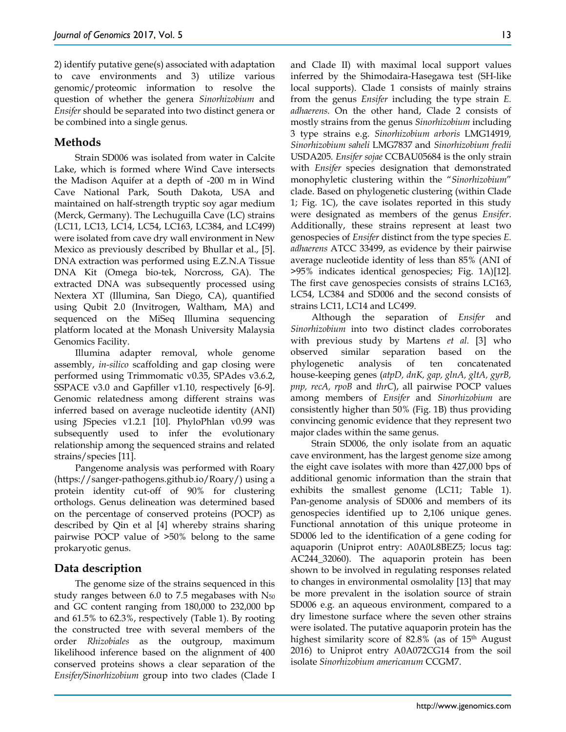2) identify putative gene(s) associated with adaptation to cave environments and 3) utilize various genomic/proteomic information to resolve the question of whether the genera *Sinorhizobium* and *Ensifer* should be separated into two distinct genera or be combined into a single genus.

## Methods

Strain SD006 was isolated from water in Calcite Lake, which is formed where Wind Cave intersects the Madison Aquifer at a depth of -200 m in Wind Cave National Park, South Dakota, USA and maintained on half-strength tryptic soy agar medium (Merck, Germany). The Lechuguilla Cave (LC) strains (LC11, LC13, LC14, LC54, LC163, LC384, and LC499) were isolated from cave dry wall environment in New Mexico as previously described by Bhullar et al., [5]. DNA extraction was performed using E.Z.N.A Tissue DNA Kit (Omega bio-tek, Norcross, GA). The extracted DNA was subsequently processed using Nextera XT (Illumina, San Diego, CA), quantified using Qubit 2.0 (Invitrogen, Waltham, MA) and sequenced on the MiSeq Illumina sequencing platform located at the Monash University Malaysia Genomics Facility.

Illumina adapter removal, whole genome assembly, *in-silico* scaffolding and gap closing were performed using Trimmomatic v0.35, SPAdes v3.6.2, SSPACE v3.0 and Gapfiller v1.10, respectively [6-9]. Genomic relatedness among different strains was inferred based on average nucleotide identity (ANI) using JSpecies v1.2.1 [10]. PhyloPhlan v0.99 was subsequently used to infer the evolutionary relationship among the sequenced strains and related strains/species [11].

Pangenome analysis was performed with Roary (https://sanger-pathogens.github.io/Roary/) using a protein identity cut-off of 90% for clustering orthologs. Genus delineation was determined based on the percentage of conserved proteins (POCP) as described by Qin et al [4] whereby strains sharing pairwise POCP value of >50% belong to the same prokaryotic genus.

## Data description

The genome size of the strains sequenced in this study ranges between 6.0 to 7.5 megabases with $N_{50}$ and GC content ranging from 180,000 to 232,000 bp and 61.5% to 62.3%, respectively (Table 1). By rooting the constructed tree with several members of the order *Rhizobiales* as the outgroup, maximum likelihood inference based on the alignment of 400 conserved proteins shows a clear separation of the *Ensifer/Sinorhizobium* group into two clades (Clade I and Clade II) with maximal local support values inferred by the Shimodaira-Hasegawa test (SH-like local supports). Clade 1 consists of mainly strains from the genus *Ensifer* including the type strain *E. adhaerens.* On the other hand, Clade 2 consists of mostly strains from the genus *Sinorhizobium* including 3 type strains e.g. *Sinorhizobium arboris* LMG14919, *Sinorhizobium saheli* LMG7837 and *Sinorhizobium fredii* USDA205. *Ensifer sojae* CCBAU05684 is the only strain with *Ensifer* species designation that demonstrated monophyletic clustering within the "*Sinorhizobium*" clade. Based on phylogenetic clustering (within Clade 1; Fig. 1C), the cave isolates reported in this study were designated as members of the genus *Ensifer*. Additionally, these strains represent at least two genospecies of *Ensifer* distinct from the type species *E. adhaerens* ATCC 33499, as evidence by their pairwise average nucleotide identity of less than 85% (ANI of >95% indicates identical genospecies; Fig. 1A)[12]. The first cave genospecies consists of strains LC163, LC54, LC384 and SD006 and the second consists of strains LC11, LC14 and LC499.

Although the separation of *Ensifer* and *Sinorhizobium* into two distinct clades corroborates with previous study by Martens *et al.* [3] who observed similar separation based on the phylogenetic analysis of ten concatenated house-keeping genes (*atpD, dnK, gap, glnA, gltA, gyrB, pnp, recA, rpoB* and *thrC*), all pairwise POCP values among members of *Ensifer* and *Sinorhizobium* are consistently higher than 50% (Fig. 1B) thus providing convincing genomic evidence that they represent two major clades within the same genus.

Strain SD006, the only isolate from an aquatic cave environment, has the largest genome size among the eight cave isolates with more than 427,000 bps of additional genomic information than the strain that exhibits the smallest genome (LC11; Table 1). Pan-genome analysis of SD006 and members of its genospecies identified up to 2,106 unique genes. Functional annotation of this unique proteome in SD006 led to the identification of a gene coding for aquaporin (Uniprot entry: A0A0L8BEZ5; locus tag: AC244_32060). The aquaporin protein has been shown to be involved in regulating responses related to changes in environmental osmolality [13] that may be more prevalent in the isolation source of strain SD006 e.g. an aqueous environment, compared to a dry limestone surface where the seven other strains were isolated. The putative aquaporin protein has the highest similarity score of 82.8% (as of 15th August 2016) to Uniprot entry A0A072CG14 from the soil isolate *Sinorhizobium americanum* CCGM7.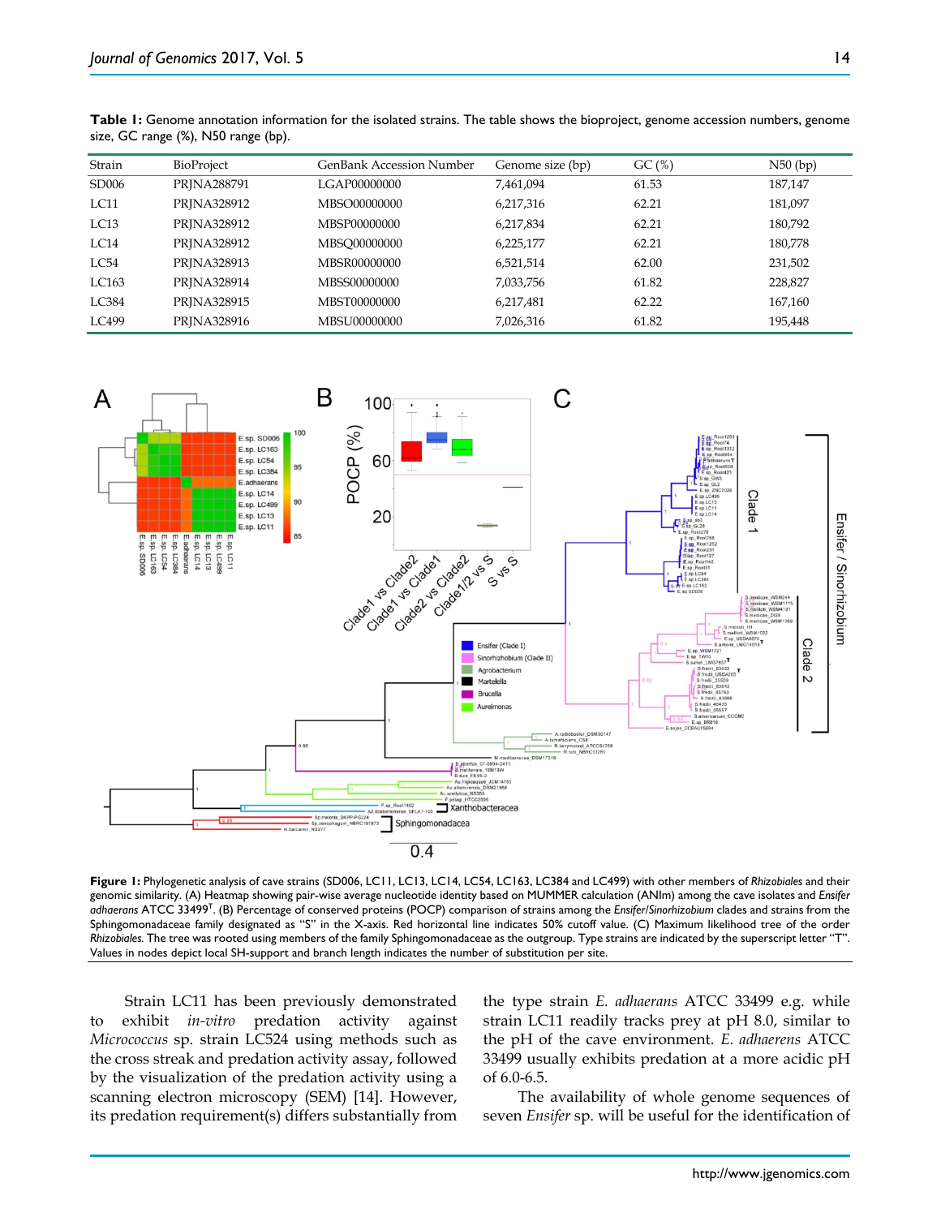**Table 1:** Genome annotation information for the isolated strains. The table shows the bioproject, genome accession numbers, genome size, GC range (%), N50 range (bp).

| Strain | BioProject | GenBank Accession Number | Genome size (bp) | GC (%) | N50 (bp) |
|---|---|---|---|---|---|
| SD006 | PRJNA288791 | LGAP00000000 | 7,461,094 | 61.53 | 187,147 |
| LC11 | PRJNA328912 | MBSO00000000 | 6,217,316 | 62.21 | 181,097 |
| LC13 | PRJNA328912 | MBSP00000000 | 6,217,834 | 62.21 | 180,792 |
| LC14 | PRJNA328912 | MBSQ00000000 | 6,225,177 | 62.21 | 180,778 |
| LC54 | PRJNA328913 | MBSR00000000 | 6,521,514 | 62.00 | 231,502 |
| LC163 | PRJNA328914 | MBSS00000000 | 7,033,756 | 61.82 | 228,827 |
| LC384 | PRJNA328915 | MBST00000000 | 6,217,481 | 62.22 | 167,160 |
| LC499 | PRJNA328916 | MBSU00000000 | 7,026,316 | 61.82 | 195,448 |

**Figure 1:** Phylogenetic analysis of cave strains (SD006, LC11, LC13, LC14, LC54, LC163, LC384 and LC499) with other members of *Rhizobiales* and their genomic similarity. (A) Heatmap showing pair-wise average nucleotide identity based on MUMMER calculation (ANIm) among the cave isolates and *Ensifer adhaerans* ATCC 33499[T]. (B) Percentage of conserved proteins (POCP) comparison of strains among the *Ensifer/Sinorhizobium* clades and strains from the Sphingomonadaceae family designated as "S" in the X-axis. Red horizontal line indicates 50% cutoff value. (C) Maximum likelihood tree of the order *Rhizobiales.* The tree was rooted using members of the family Sphingomonadaceae as the outgroup. Type strains are indicated by the superscript letter "T". Values in nodes depict local SH-support and branch length indicates the number of substitution per site.

Strain LC11 has been previously demonstrated to exhibit *in-vitro* predation activity against *Micrococcus* sp. strain LC524 using methods such as the cross streak and predation activity assay, followed by the visualization of the predation activity using a scanning electron microscopy (SEM) [14]. However, its predation requirement(s) differs substantially from the type strain *E. adhaerans* ATCC 33499 e.g. while strain LC11 readily tracks prey at pH 8.0, similar to the pH of the cave environment. *E. adhaerens* ATCC 33499 usually exhibits predation at a more acidic pH of 6.0-6.5.

The availability of whole genome sequences of seven *Ensifer* sp. will be useful for the identification of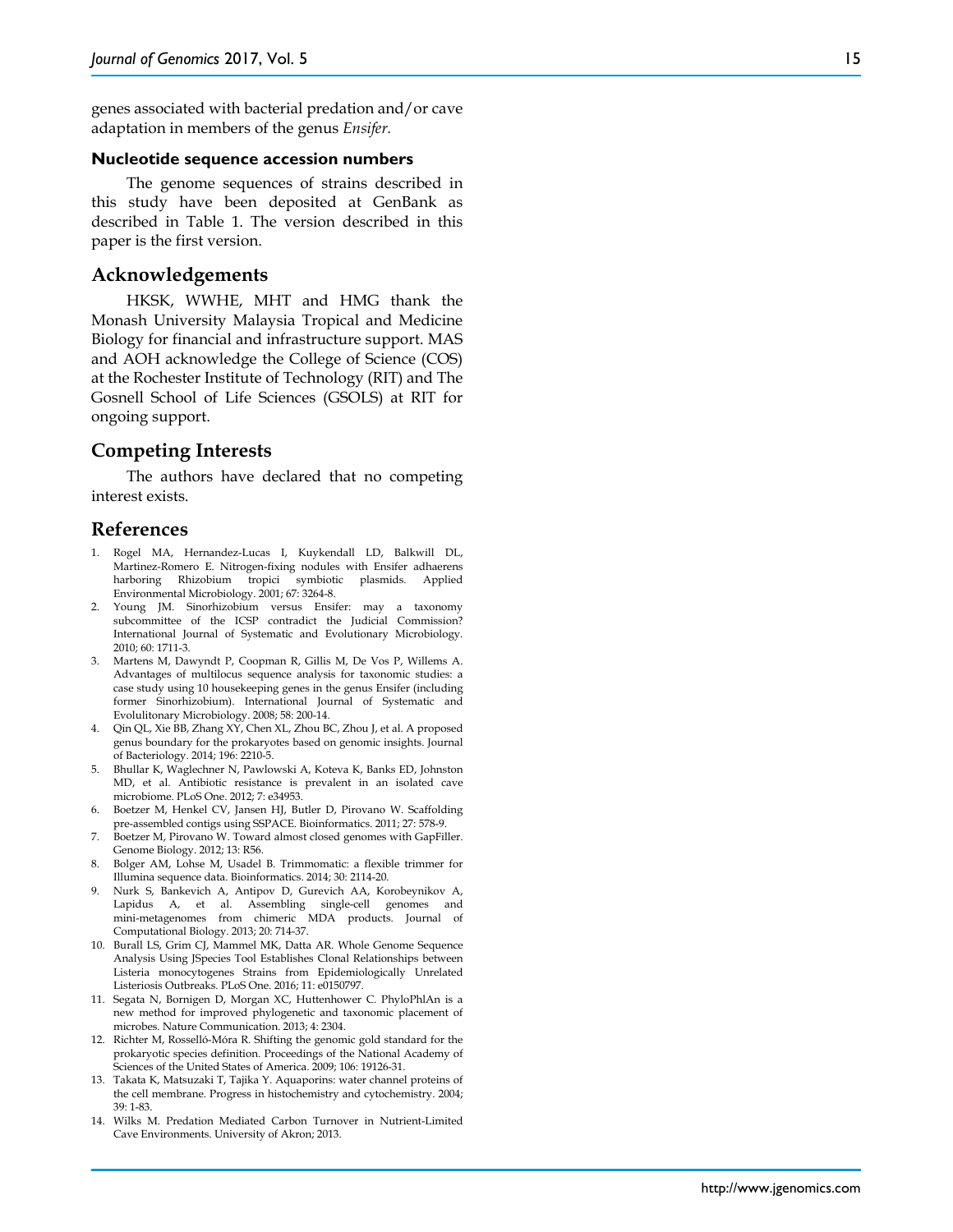genes associated with bacterial predation and/or cave adaptation in members of the genus *Ensifer*.

### Nucleotide sequence accession numbers

The genome sequences of strains described in this study have been deposited at GenBank as described in Table 1. The version described in this paper is the first version.

## Acknowledgements

HKSK, WWHE, MHT and HMG thank the Monash University Malaysia Tropical and Medicine Biology for financial and infrastructure support. MAS and AOH acknowledge the College of Science (COS) at the Rochester Institute of Technology (RIT) and The Gosnell School of Life Sciences (GSOLS) at RIT for ongoing support.

## Competing Interests

The authors have declared that no competing interest exists.

## References

1. Rogel MA, Hernandez-Lucas I, Kuykendall LD, Balkwill DL, Martinez-Romero E. Nitrogen-fixing nodules with Ensifer adhaerens harboring Rhizobium tropici symbiotic plasmids. Applied Environmental Microbiology. 2001; 67: 3264-8.
2. Young JM. Sinorhizobium versus Ensifer: may a taxonomy subcommittee of the ICSP contradict the Judicial Commission? International Journal of Systematic and Evolutionary Microbiology. 2010; 60: 1711-3.
3. Martens M, Dawyndt P, Coopman R, Gillis M, De Vos P, Willems A. Advantages of multilocus sequence analysis for taxonomic studies: a case study using 10 housekeeping genes in the genus Ensifer (including former Sinorhizobium). International Journal of Systematic and Evolulitonary Microbiology. 2008; 58: 200-14.
4. Qin QL, Xie BB, Zhang XY, Chen XL, Zhou BC, Zhou J, et al. A proposed genus boundary for the prokaryotes based on genomic insights. Journal of Bacteriology. 2014; 196: 2210-5.
5. Bhullar K, Waglechner N, Pawlowski A, Koteva K, Banks ED, Johnston MD, et al. Antibiotic resistance is prevalent in an isolated cave microbiome. PLoS One. 2012; 7: e34953.
6. Boetzer M, Henkel CV, Jansen HJ, Butler D, Pirovano W. Scaffolding pre-assembled contigs using SSPACE. Bioinformatics. 2011; 27: 578-9.
7. Boetzer M, Pirovano W. Toward almost closed genomes with GapFiller. Genome Biology. 2012; 13: R56.
8. Bolger AM, Lohse M, Usadel B. Trimmomatic: a flexible trimmer for Illumina sequence data. Bioinformatics. 2014; 30: 2114-20.
9. Nurk S, Bankevich A, Antipov D, Gurevich AA, Korobeynikov A, Lapidus A, et al. Assembling single-cell genomes and mini-metagenomes from chimeric MDA products. Journal of Computational Biology. 2013; 20: 714-37.
10. Burall LS, Grim CJ, Mammel MK, Datta AR. Whole Genome Sequence Analysis Using JSpecies Tool Establishes Clonal Relationships between Listeria monocytogenes Strains from Epidemiologically Unrelated Listeriosis Outbreaks. PLoS One. 2016; 11: e0150797.
11. Segata N, Bornigen D, Morgan XC, Huttenhower C. PhyloPhlAn is a new method for improved phylogenetic and taxonomic placement of microbes. Nature Communication. 2013; 4: 2304.
12. Richter M, Rosselló-Móra R. Shifting the genomic gold standard for the prokaryotic species definition. Proceedings of the National Academy of Sciences of the United States of America. 2009; 106: 19126-31.
13. Takata K, Matsuzaki T, Tajika Y. Aquaporins: water channel proteins of the cell membrane. Progress in histochemistry and cytochemistry. 2004; 39: 1-83.
14. Wilks M. Predation Mediated Carbon Turnover in Nutrient-Limited Cave Environments. University of Akron; 2013.